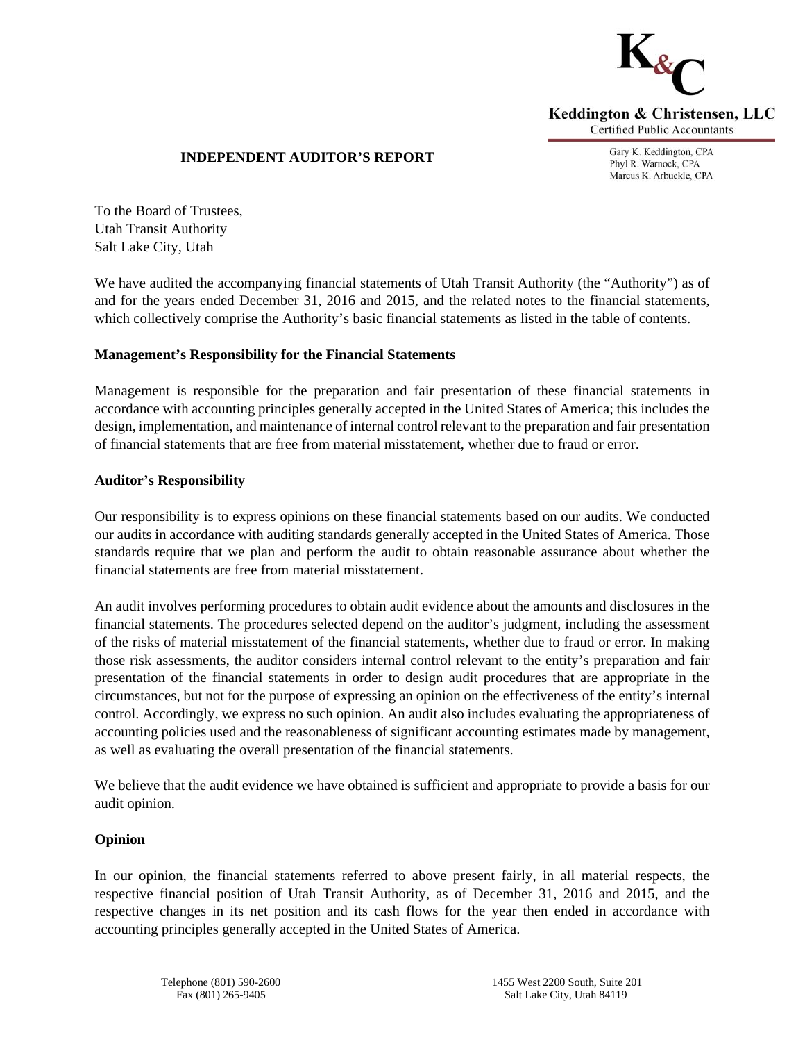**Keddington & Christensen, LLC**
Certified Public Accountants

Gary K. Keddington, CPA
Phyl R. Warnock, CPA
Marcus K. Arbuckle, CPA

## INDEPENDENT AUDITOR'S REPORT

To the Board of Trustees,
Utah Transit Authority
Salt Lake City, Utah

We have audited the accompanying financial statements of Utah Transit Authority (the "Authority") as of and for the years ended December 31, 2016 and 2015, and the related notes to the financial statements, which collectively comprise the Authority's basic financial statements as listed in the table of contents.

### Management's Responsibility for the Financial Statements

Management is responsible for the preparation and fair presentation of these financial statements in accordance with accounting principles generally accepted in the United States of America; this includes the design, implementation, and maintenance of internal control relevant to the preparation and fair presentation of financial statements that are free from material misstatement, whether due to fraud or error.

### Auditor's Responsibility

Our responsibility is to express opinions on these financial statements based on our audits. We conducted our audits in accordance with auditing standards generally accepted in the United States of America. Those standards require that we plan and perform the audit to obtain reasonable assurance about whether the financial statements are free from material misstatement.

An audit involves performing procedures to obtain audit evidence about the amounts and disclosures in the financial statements. The procedures selected depend on the auditor's judgment, including the assessment of the risks of material misstatement of the financial statements, whether due to fraud or error. In making those risk assessments, the auditor considers internal control relevant to the entity's preparation and fair presentation of the financial statements in order to design audit procedures that are appropriate in the circumstances, but not for the purpose of expressing an opinion on the effectiveness of the entity's internal control. Accordingly, we express no such opinion. An audit also includes evaluating the appropriateness of accounting policies used and the reasonableness of significant accounting estimates made by management, as well as evaluating the overall presentation of the financial statements.

We believe that the audit evidence we have obtained is sufficient and appropriate to provide a basis for our audit opinion.

### Opinion

In our opinion, the financial statements referred to above present fairly, in all material respects, the respective financial position of Utah Transit Authority, as of December 31, 2016 and 2015, and the respective changes in its net position and its cash flows for the year then ended in accordance with accounting principles generally accepted in the United States of America.

Telephone (801) 590-2600
Fax (801) 265-9405

1455 West 2200 South, Suite 201
Salt Lake City, Utah 84119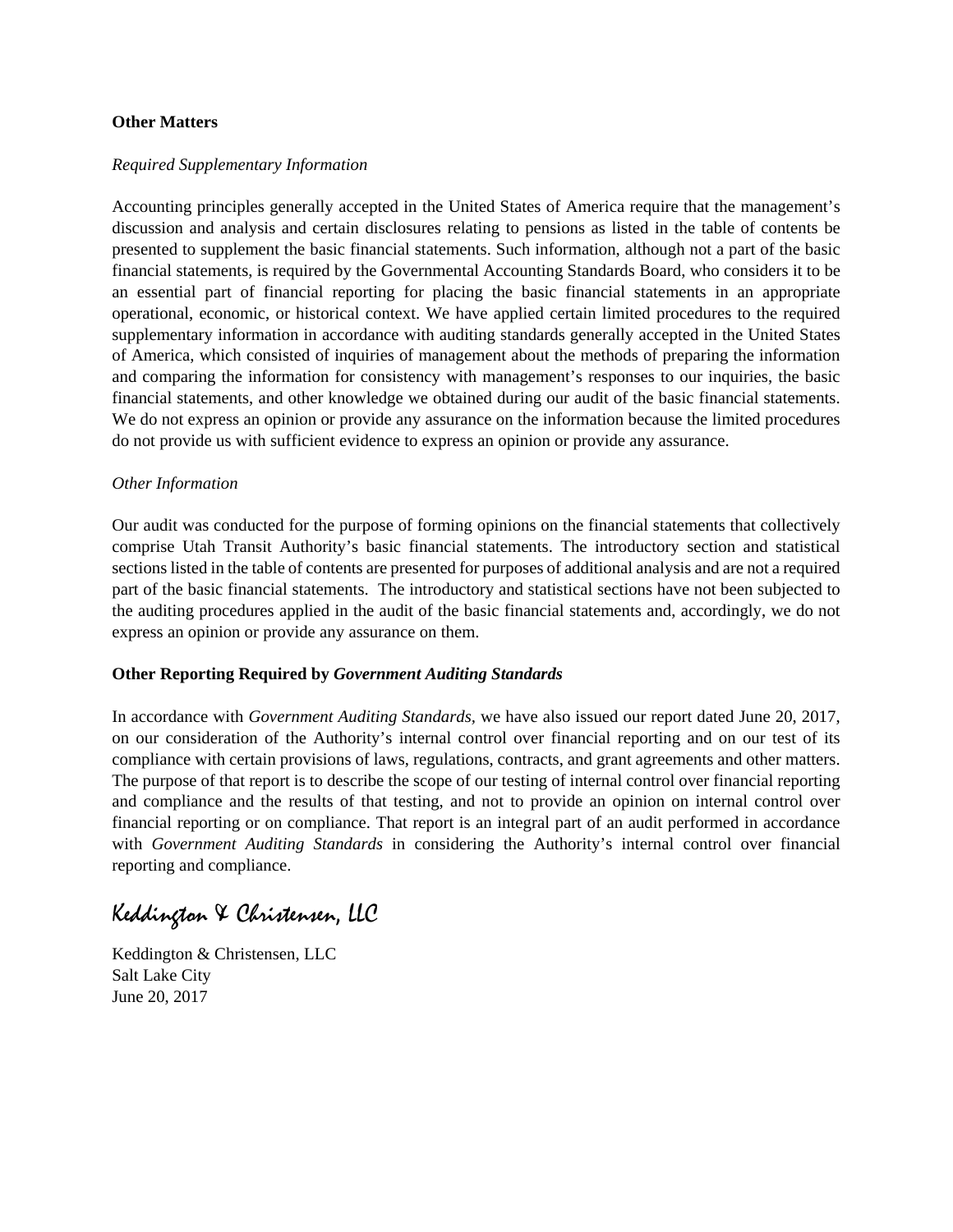**Other Matters**

*Required Supplementary Information*

Accounting principles generally accepted in the United States of America require that the management's discussion and analysis and certain disclosures relating to pensions as listed in the table of contents be presented to supplement the basic financial statements. Such information, although not a part of the basic financial statements, is required by the Governmental Accounting Standards Board, who considers it to be an essential part of financial reporting for placing the basic financial statements in an appropriate operational, economic, or historical context. We have applied certain limited procedures to the required supplementary information in accordance with auditing standards generally accepted in the United States of America, which consisted of inquiries of management about the methods of preparing the information and comparing the information for consistency with management's responses to our inquiries, the basic financial statements, and other knowledge we obtained during our audit of the basic financial statements. We do not express an opinion or provide any assurance on the information because the limited procedures do not provide us with sufficient evidence to express an opinion or provide any assurance.

*Other Information*

Our audit was conducted for the purpose of forming opinions on the financial statements that collectively comprise Utah Transit Authority's basic financial statements. The introductory section and statistical sections listed in the table of contents are presented for purposes of additional analysis and are not a required part of the basic financial statements. The introductory and statistical sections have not been subjected to the auditing procedures applied in the audit of the basic financial statements and, accordingly, we do not express an opinion or provide any assurance on them.

**Other Reporting Required by *Government Auditing Standards***

In accordance with *Government Auditing Standards*, we have also issued our report dated June 20, 2017, on our consideration of the Authority's internal control over financial reporting and on our test of its compliance with certain provisions of laws, regulations, contracts, and grant agreements and other matters. The purpose of that report is to describe the scope of our testing of internal control over financial reporting and compliance and the results of that testing, and not to provide an opinion on internal control over financial reporting or on compliance. That report is an integral part of an audit performed in accordance with *Government Auditing Standards* in considering the Authority's internal control over financial reporting and compliance.

*Keddington & Christensen, LLC*

Keddington & Christensen, LLC
Salt Lake City
June 20, 2017